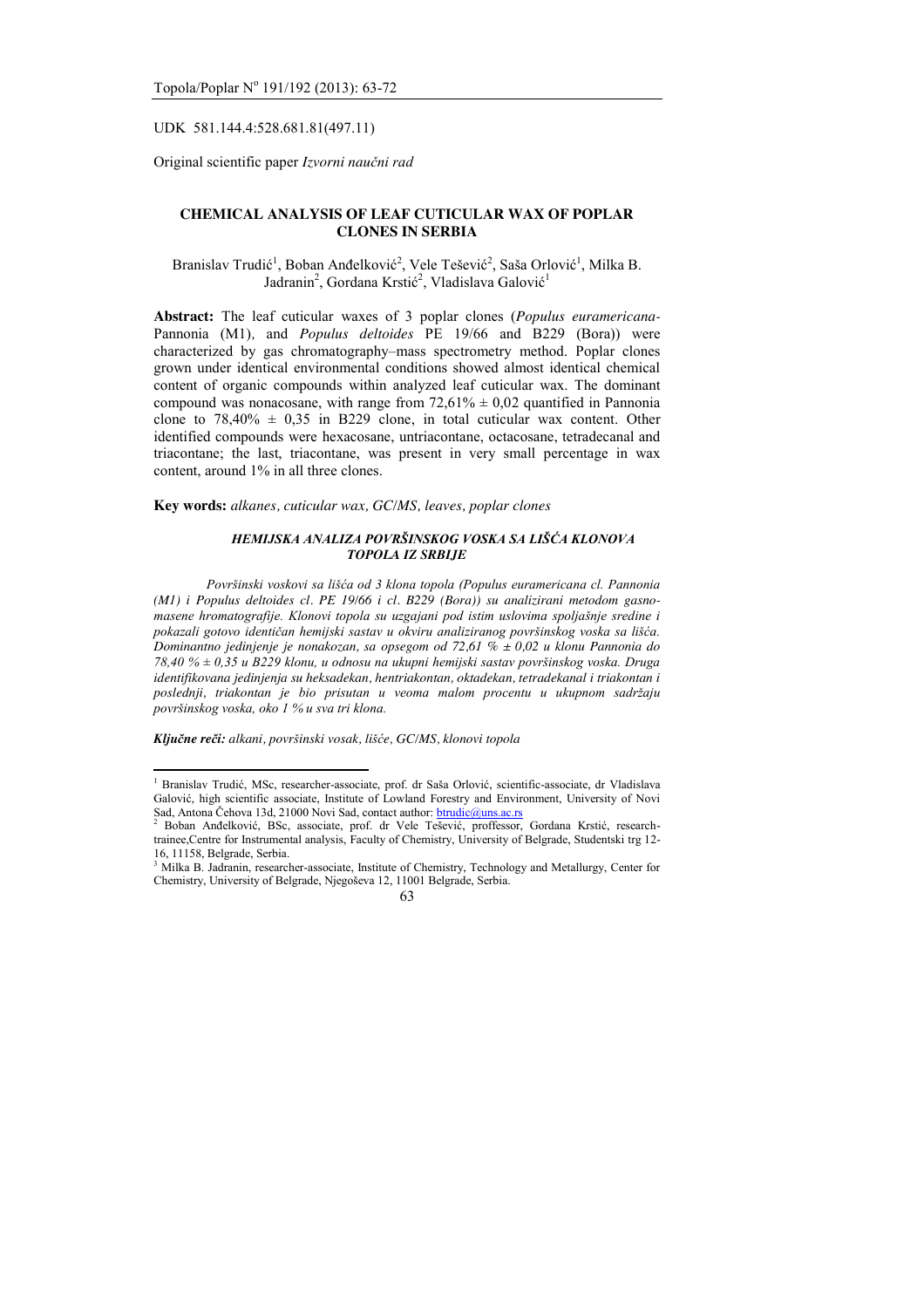UDK 581.144.4:528.681.81(497.11)

Original scientific paper *Izvorni naučni rad*

# CHEMICAL ANALYSIS OF LEAF CUTICULAR WAX OF POPLAR CLONES IN SERBIA

Branislav Trudić[1], Boban Anđelković[2], Vele Tešević[2], Saša Orlović[1], Milka B. Jadranin[2], Gordana Krstić[2], Vladislava Galović[1]

**Abstract:** The leaf cuticular waxes of 3 poplar clones (*Populus euramericana*-Pannonia (M1), and *Populus deltoides* PE 19/66 and B229 (Bora)) were characterized by gas chromatography–mass spectrometry method. Poplar clones grown under identical environmental conditions showed almost identical chemical content of organic compounds within analyzed leaf cuticular wax. The dominant compound was nonacosane, with range from 72,61% ± 0,02 quantified in Pannonia clone to 78,40% ± 0,35 in B229 clone, in total cuticular wax content. Other identified compounds were hexacosane, untriacontane, octacosane, tetradecanal and triacontane; the last, triacontane, was present in very small percentage in wax content, around 1% in all three clones.

**Key words:** *alkanes, cuticular wax, GC/MS, leaves, poplar clones*

## *HEMIJSKA ANALIZA POVRŠINSKOG VOSKA SA LIŠĆA KLONOVA TOPOLA IZ SRBIJE*

*Površinski voskovi sa lišća od 3 klona topola (Populus euramericana cl. Pannonia (M1) i Populus deltoides cl. PE 19/66 i cl. B229 (Bora)) su analizirani metodom gasno-masene hromatografije. Klonovi topola su uzgajani pod istim uslovima spoljašnje sredine i pokazali gotovo identičan hemijski sastav u okviru analiziranog površinskog voska sa lišća. Dominantno jedinjenje je nonakozan, sa opsegom od 72,61 % ± 0,02 u klonu Pannonia do 78,40 % ± 0,35 u B229 klonu, u odnosu na ukupni hemijski sastav površinskog voska. Druga identifikovana jedinjenja su heksadekan, hentriakontan, oktadekan, tetradekanal i triakontan i poslednji, triakontan je bio prisutan u veoma malom procentu u ukupnom sadržaju površinskog voska, oko 1 % u sva tri klona.*

***Ključne reči:*** *alkani, površinski vosak, lišće, GC/MS, klonovi topola*

---

[1] Branislav Trudić, MSc, researcher-associate, prof. dr Saša Orlović, scientific-associate, dr Vladislava Galović, high scientific associate, Institute of Lowland Forestry and Environment, University of Novi Sad, Antona Čehova 13d, 21000 Novi Sad, contact author: btrudic@uns.ac.rs

[2] Boban Anđelković, BSc, associate, prof. dr Vele Tešević, proffessor, Gordana Krstić, research-trainee,Centre for Instrumental analysis, Faculty of Chemistry, University of Belgrade, Studentski trg 12-16, 11158, Belgrade, Serbia.

[3] Milka B. Jadranin, researcher-associate, Institute of Chemistry, Technology and Metallurgy, Center for Chemistry, University of Belgrade, Njegoševa 12, 11001 Belgrade, Serbia.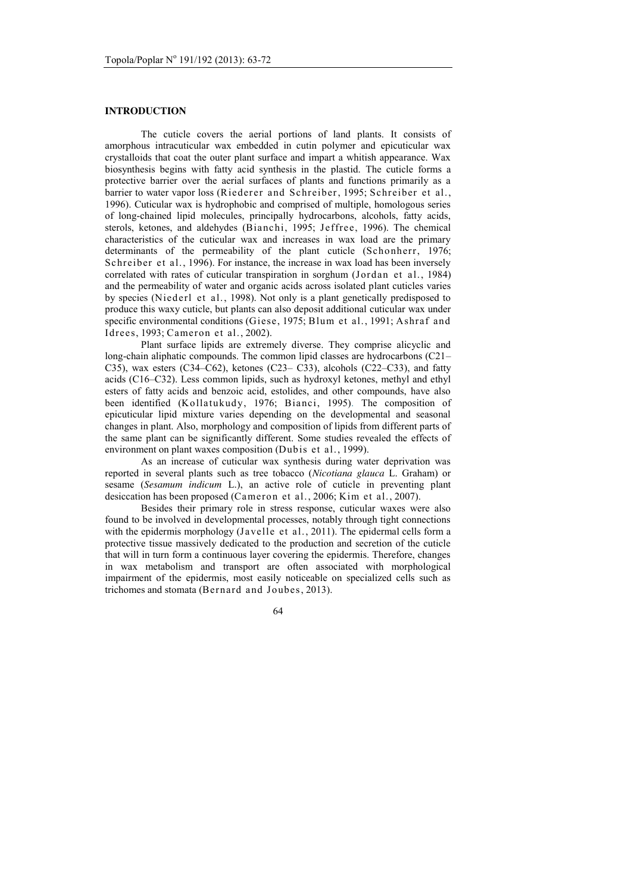## INTRODUCTION

The cuticle covers the aerial portions of land plants. It consists of amorphous intracuticular wax embedded in cutin polymer and epicuticular wax crystalloids that coat the outer plant surface and impart a whitish appearance. Wax biosynthesis begins with fatty acid synthesis in the plastid. The cuticle forms a protective barrier over the aerial surfaces of plants and functions primarily as a barrier to water vapor loss (Riederer and Schreiber, 1995; Schreiber et al., 1996). Cuticular wax is hydrophobic and comprised of multiple, homologous series of long-chained lipid molecules, principally hydrocarbons, alcohols, fatty acids, sterols, ketones, and aldehydes (Bianchi, 1995; Jeffree, 1996). The chemical characteristics of the cuticular wax and increases in wax load are the primary determinants of the permeability of the plant cuticle (Schonherr, 1976; Schreiber et al., 1996). For instance, the increase in wax load has been inversely correlated with rates of cuticular transpiration in sorghum (Jordan et al., 1984) and the permeability of water and organic acids across isolated plant cuticles varies by species (Niederl et al., 1998). Not only is a plant genetically predisposed to produce this waxy cuticle, but plants can also deposit additional cuticular wax under specific environmental conditions (Giese, 1975; Blum et al., 1991; Ashraf and Idrees, 1993; Cameron et al., 2002).

Plant surface lipids are extremely diverse. They comprise alicyclic and long-chain aliphatic compounds. The common lipid classes are hydrocarbons (C21–C35), wax esters (C34–C62), ketones (C23– C33), alcohols (C22–C33), and fatty acids (C16–C32). Less common lipids, such as hydroxyl ketones, methyl and ethyl esters of fatty acids and benzoic acid, estolides, and other compounds, have also been identified (Kollatukudy, 1976; Bianci, 1995). The composition of epicuticular lipid mixture varies depending on the developmental and seasonal changes in plant. Also, morphology and composition of lipids from different parts of the same plant can be significantly different. Some studies revealed the effects of environment on plant waxes composition (Dubis et al., 1999).

As an increase of cuticular wax synthesis during water deprivation was reported in several plants such as tree tobacco (*Nicotiana glauca* L. Graham) or sesame (*Sesamum indicum* L.), an active role of cuticle in preventing plant desiccation has been proposed (Cameron et al., 2006; Kim et al., 2007).

Besides their primary role in stress response, cuticular waxes were also found to be involved in developmental processes, notably through tight connections with the epidermis morphology (Javelle et al., 2011). The epidermal cells form a protective tissue massively dedicated to the production and secretion of the cuticle that will in turn form a continuous layer covering the epidermis. Therefore, changes in wax metabolism and transport are often associated with morphological impairment of the epidermis, most easily noticeable on specialized cells such as trichomes and stomata (Bernard and Joubes, 2013).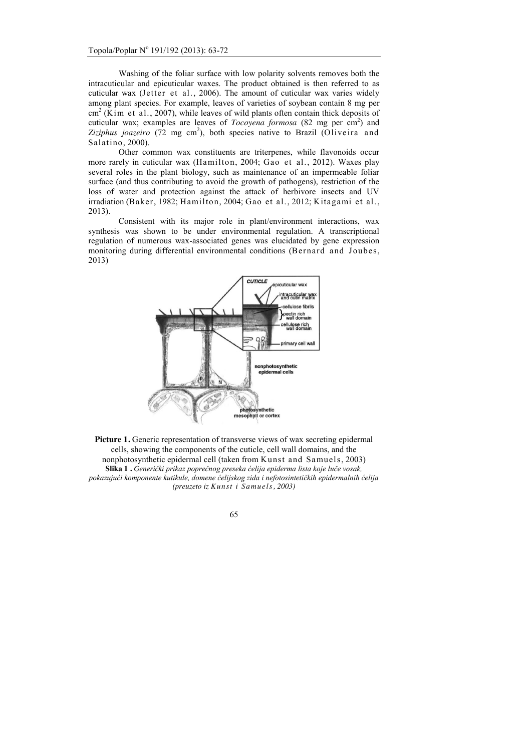Washing of the foliar surface with low polarity solvents removes both the intracuticular and epicuticular waxes. The product obtained is then referred to as cuticular wax (Jetter et al., 2006). The amount of cuticular wax varies widely among plant species. For example, leaves of varieties of soybean contain 8 mg per $cm^2$ (Kim et al., 2007), while leaves of wild plants often contain thick deposits of cuticular wax; examples are leaves of *Tocoyena formosa* (82 mg per $cm^2$) and *Ziziphus joazeiro* (72 mg $cm^2$), both species native to Brazil (Oliveira and Salatino, 2000).

Other common wax constituents are triterpenes, while flavonoids occur more rarely in cuticular wax (Hamilton, 2004; Gao et al., 2012). Waxes play several roles in the plant biology, such as maintenance of an impermeable foliar surface (and thus contributing to avoid the growth of pathogens), restriction of the loss of water and protection against the attack of herbivore insects and UV irradiation (Baker, 1982; Hamilton, 2004; Gao et al., 2012; Kitagami et al., 2013).

Consistent with its major role in plant/environment interactions, wax synthesis was shown to be under environmental regulation. A transcriptional regulation of numerous wax-associated genes was elucidated by gene expression monitoring during differential environmental conditions (Bernard and Joubes, 2013)

**Picture 1.** Generic representation of transverse views of wax secreting epidermal cells, showing the components of the cuticle, cell wall domains, and the nonphotosynthetic epidermal cell (taken from Kunst and Samuels, 2003)

**Slika 1 .** *Generički prikaz poprečnog preseka ćelija epiderma lista koje luče vosak, pokazujući komponente kutikule, domene ćelijskog zida i nefotosintetičkih epidermalnih ćelija (preuzeto iz Kunst i Samuels, 2003)*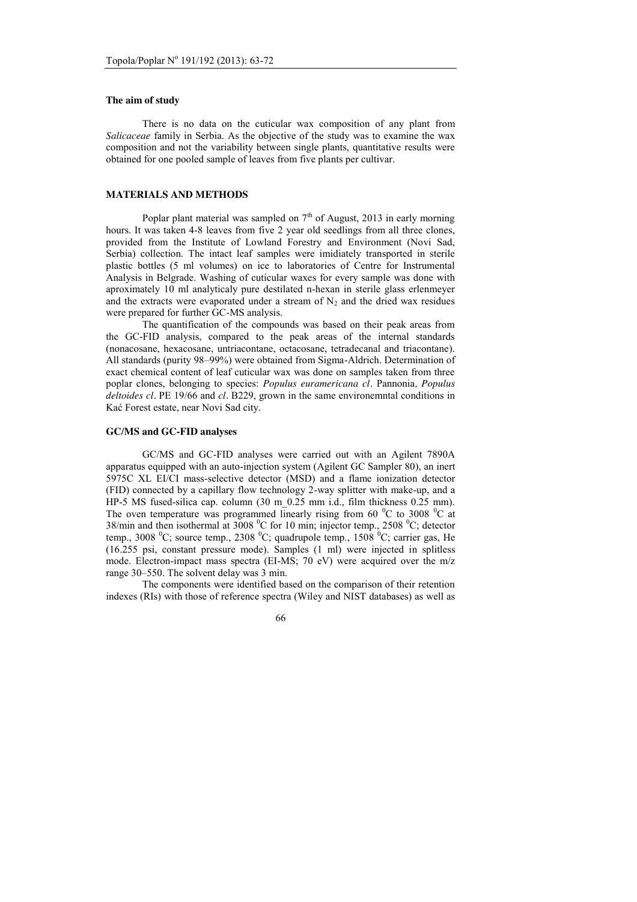### The aim of study

There is no data on the cuticular wax composition of any plant from *Salicaceae* family in Serbia. As the objective of the study was to examine the wax composition and not the variability between single plants, quantitative results were obtained for one pooled sample of leaves from five plants per cultivar.

## MATERIALS AND METHODS

Poplar plant material was sampled on $7^{th}$ of August, 2013 in early morning hours. It was taken 4-8 leaves from five 2 year old seedlings from all three clones, provided from the Institute of Lowland Forestry and Environment (Novi Sad, Serbia) collection. The intact leaf samples were imidiately transported in sterile plastic bottles (5 ml volumes) on ice to laboratories of Centre for Instrumental Analysis in Belgrade. Washing of cuticular waxes for every sample was done with aproximately 10 ml analyticaly pure destilated n-hexan in sterile glass erlenmeyer and the extracts were evaporated under a stream of $N_2$ and the dried wax residues were prepared for further GC-MS analysis.

The quantification of the compounds was based on their peak areas from the GC-FID analysis, compared to the peak areas of the internal standards (nonacosane, hexacosane, untriacontane, octacosane, tetradecanal and triacontane). All standards (purity 98–99%) were obtained from Sigma-Aldrich. Determination of exact chemical content of leaf cuticular wax was done on samples taken from three poplar clones, belonging to species: *Populus euramericana cl*. Pannonia, *Populus deltoides cl*. PE 19/66 and *cl*. B229, grown in the same environemntal conditions in Kać Forest estate, near Novi Sad city.

### GC/MS and GC-FID analyses

GC/MS and GC-FID analyses were carried out with an Agilent 7890A apparatus equipped with an auto-injection system (Agilent GC Sampler 80), an inert 5975C XL EI/CI mass-selective detector (MSD) and a flame ionization detector (FID) connected by a capillary flow technology 2-way splitter with make-up, and a HP-5 MS fused-silica cap. column (30 m_0.25 mm i.d., film thickness 0.25 mm). The oven temperature was programmed linearly rising from 60 $^0$C to 3008 $^0$C at 38/min and then isothermal at 3008 $^0$C for 10 min; injector temp., 2508 $^0$C; detector temp., 3008 $^0$C; source temp., 2308 $^0$C; quadrupole temp., 1508 $^0$C; carrier gas, He (16.255 psi, constant pressure mode). Samples (1 ml) were injected in splitless mode. Electron-impact mass spectra (EI-MS; 70 eV) were acquired over the m/z range 30–550. The solvent delay was 3 min.

The components were identified based on the comparison of their retention indexes (RIs) with those of reference spectra (Wiley and NIST databases) as well as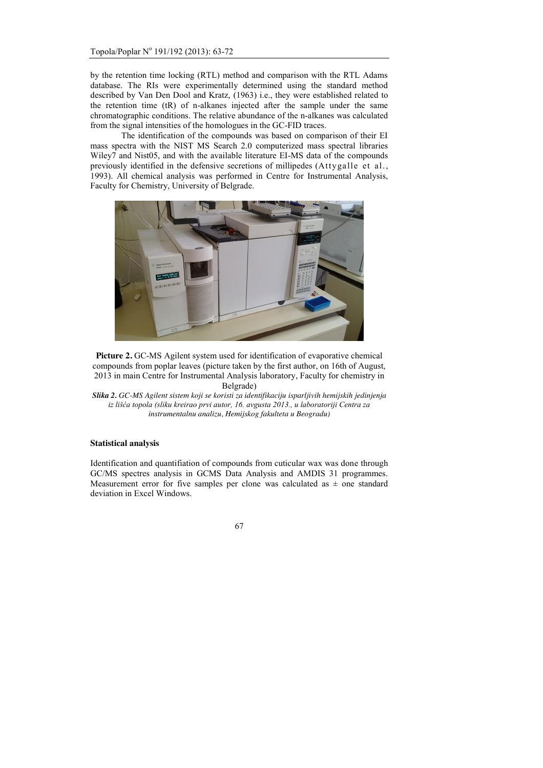by the retention time locking (RTL) method and comparison with the RTL Adams database. The RIs were experimentally determined using the standard method described by Van Den Dool and Kratz, (1963) i.e., they were established related to the retention time (tR) of n-alkanes injected after the sample under the same chromatographic conditions. The relative abundance of the n-alkanes was calculated from the signal intensities of the homologues in the GC-FID traces.

The identification of the compounds was based on comparison of their EI mass spectra with the NIST MS Search 2.0 computerized mass spectral libraries Wiley7 and Nist05, and with the available literature EI-MS data of the compounds previously identified in the defensive secretions of millipedes (Attygalle et al., 1993). All chemical analysis was performed in Centre for Instrumental Analysis, Faculty for Chemistry, University of Belgrade.

**Picture 2.** GC-MS Agilent system used for identification of evaporative chemical compounds from poplar leaves (picture taken by the first author, on 16th of August, 2013 in main Centre for Instrumental Analysis laboratory, Faculty for chemistry in Belgrade)

***Slika 2.*** *GC-MS Agilent sistem koji se koristi za identifikaciju isparljivih hemijskih jedinjenja iz lišća topola (sliku kreirao prvi autor, 16. avgusta 2013., u laboratoriji Centra za instrumentalnu analizu, Hemijskog fakulteta u Beogradu)*

### Statistical analysis

Identification and quantifiation of compounds from cuticular wax was done through GC/MS spectres analysis in GCMS Data Analysis and AMDIS 31 programmes. Measurement error for five samples per clone was calculated as ± one standard deviation in Excel Windows.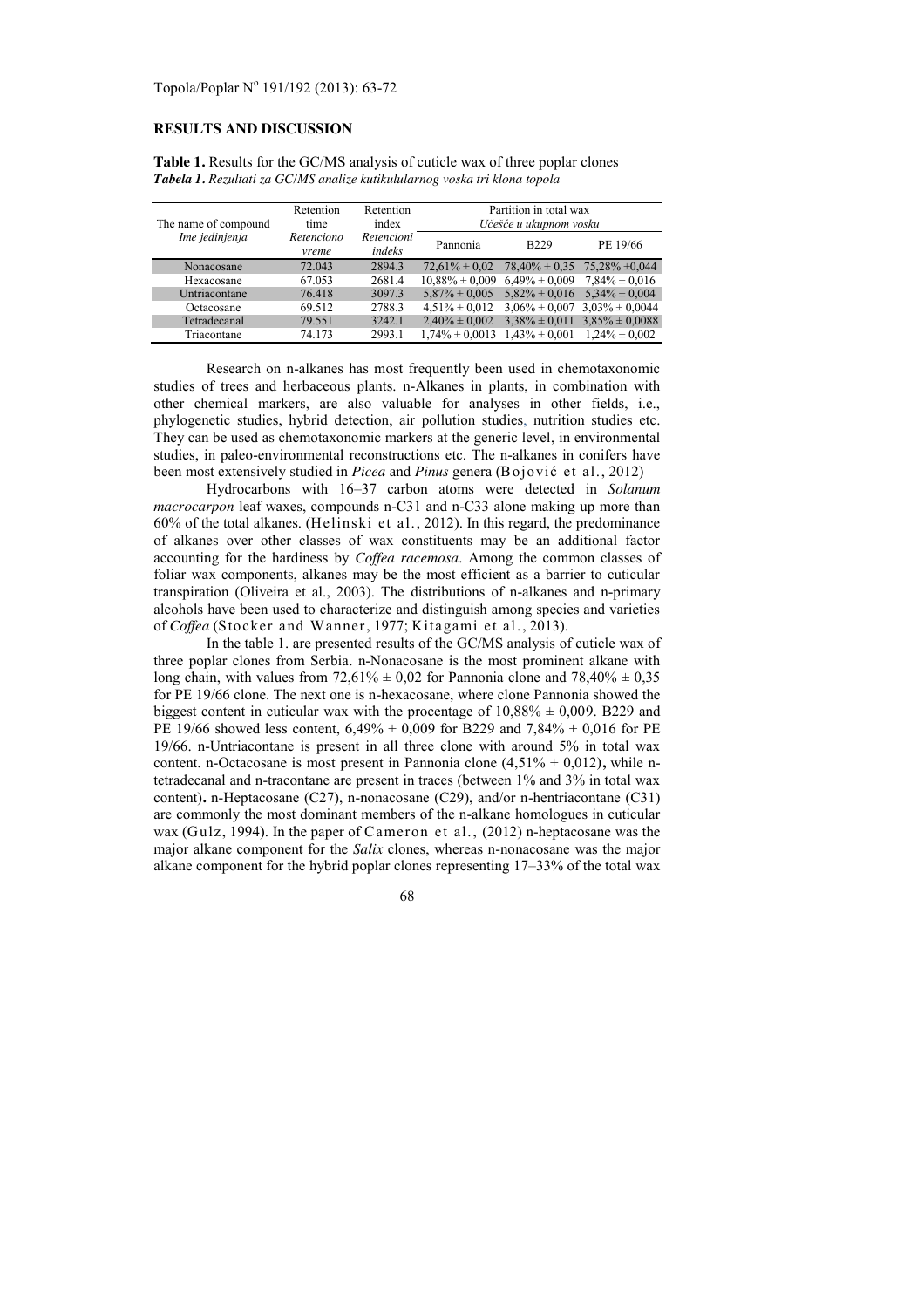## RESULTS AND DISCUSSION

**Table 1.** Results for the GC/MS analysis of cuticle wax of three poplar clones
***Tabela 1**. Rezultati za GC/MS analize kutikulularnog voska tri klona topola*

| The name of compound *Ime jedinjenja* | Retention time *Retenciono vreme* | Retention index *Retencioni indeks* | Partition in total wax *Učešće u ukupnom vosku* | | |
|---|---|---|---|---|---|
| | | | Pannonia | B229 | PE 19/66 |
| Nonacosane | 72.043 | 2894.3 | 72,61% ± 0,02 | 78,40% ± 0,35 | 75,28% ±0,044 |
| Hexacosane | 67.053 | 2681.4 | 10,88% ± 0,009 | 6,49% ± 0,009 | 7,84% ± 0,016 |
| Untriacontane | 76.418 | 3097.3 | 5,87% ± 0,005 | 5,82% ± 0,016 | 5,34% ± 0,004 |
| Octacosane | 69.512 | 2788.3 | 4,51% ± 0,012 | 3,06% ± 0,007 | 3,03% ± 0,0044 |
| Tetradecanal | 79.551 | 3242.1 | 2,40% ± 0,002 | 3,38% ± 0,011 | 3,85% ± 0,0088 |
| Triacontane | 74.173 | 2993.1 | 1,74% ± 0,0013 | 1,43% ± 0,001 | 1,24% ± 0,002 |

Research on n-alkanes has most frequently been used in chemotaxonomic studies of trees and herbaceous plants. n-Alkanes in plants, in combination with other chemical markers, are also valuable for analyses in other fields, i.e., phylogenetic studies, hybrid detection, air pollution studies, nutrition studies etc. They can be used as chemotaxonomic markers at the generic level, in environmental studies, in paleo-environmental reconstructions etc. The n-alkanes in conifers have been most extensively studied in *Picea* and *Pinus* genera (Bojović et al., 2012)

Hydrocarbons with 16–37 carbon atoms were detected in *Solanum macrocarpon* leaf waxes, compounds n-C31 and n-C33 alone making up more than 60% of the total alkanes. (Helinski et al., 2012). In this regard, the predominance of alkanes over other classes of wax constituents may be an additional factor accounting for the hardiness by *Coffea racemosa*. Among the common classes of foliar wax components, alkanes may be the most efficient as a barrier to cuticular transpiration (Oliveira et al., 2003). The distributions of n-alkanes and n-primary alcohols have been used to characterize and distinguish among species and varieties of *Coffea* (Stocker and Wanner, 1977; Kitagami et al., 2013).

In the table 1. are presented results of the GC/MS analysis of cuticle wax of three poplar clones from Serbia. n-Nonacosane is the most prominent alkane with long chain, with values from 72,61% ± 0,02 for Pannonia clone and 78,40% ± 0,35 for PE 19/66 clone. The next one is n-hexacosane, where clone Pannonia showed the biggest content in cuticular wax with the procentage of 10,88% ± 0,009. B229 and PE 19/66 showed less content, 6,49% ± 0,009 for B229 and 7,84% ± 0,016 for PE 19/66. n-Untriacontane is present in all three clone with around 5% in total wax content. n-Octacosane is most present in Pannonia clone (4,51% ± 0,012)**,** while n-tetradecanal and n-tracontane are present in traces (between 1% and 3% in total wax content)**.** n-Heptacosane (C27), n-nonacosane (C29), and/or n-hentriacontane (C31) are commonly the most dominant members of the n-alkane homologues in cuticular wax (Gulz, 1994). In the paper of Cameron et al., (2012) n-heptacosane was the major alkane component for the *Salix* clones, whereas n-nonacosane was the major alkane component for the hybrid poplar clones representing 17–33% of the total wax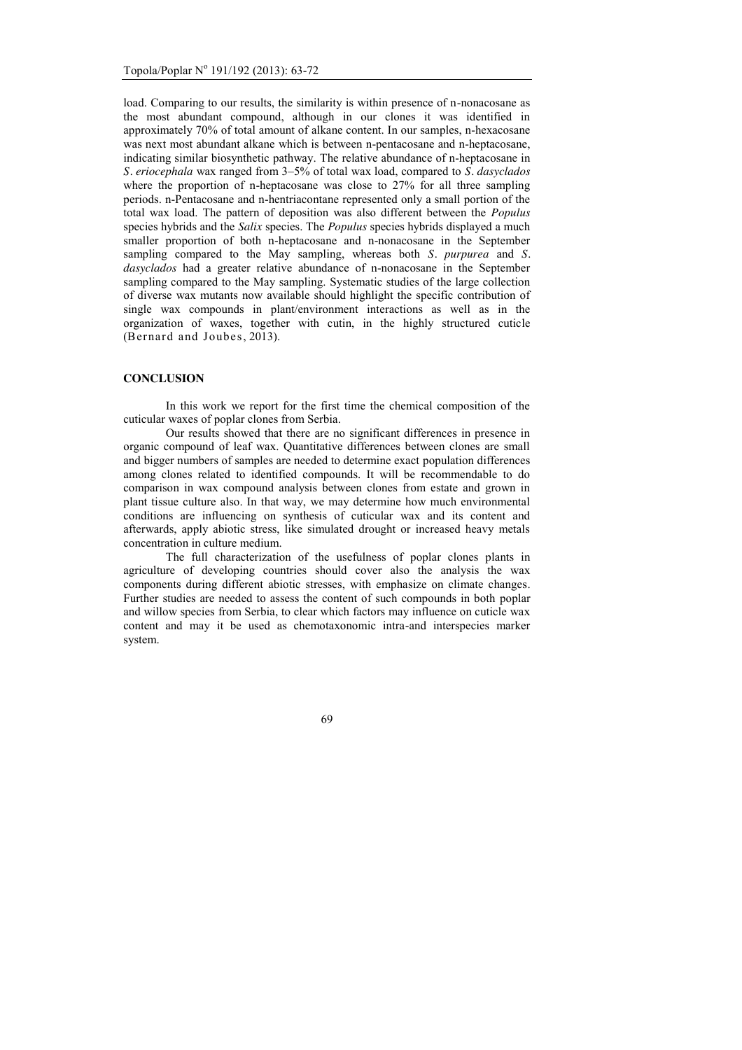load. Comparing to our results, the similarity is within presence of n-nonacosane as the most abundant compound, although in our clones it was identified in approximately 70% of total amount of alkane content. In our samples, n-hexacosane was next most abundant alkane which is between n-pentacosane and n-heptacosane, indicating similar biosynthetic pathway. The relative abundance of n-heptacosane in *S. eriocephala* wax ranged from 3–5% of total wax load, compared to *S. dasyclados* where the proportion of n-heptacosane was close to 27% for all three sampling periods. n-Pentacosane and n-hentriacontane represented only a small portion of the total wax load. The pattern of deposition was also different between the *Populus* species hybrids and the *Salix* species. The *Populus* species hybrids displayed a much smaller proportion of both n-heptacosane and n-nonacosane in the September sampling compared to the May sampling, whereas both *S. purpurea* and *S. dasyclados* had a greater relative abundance of n-nonacosane in the September sampling compared to the May sampling. Systematic studies of the large collection of diverse wax mutants now available should highlight the specific contribution of single wax compounds in plant/environment interactions as well as in the organization of waxes, together with cutin, in the highly structured cuticle (Bernard and Joubes, 2013).

## CONCLUSION

In this work we report for the first time the chemical composition of the cuticular waxes of poplar clones from Serbia.

Our results showed that there are no significant differences in presence in organic compound of leaf wax. Quantitative differences between clones are small and bigger numbers of samples are needed to determine exact population differences among clones related to identified compounds. It will be recommendable to do comparison in wax compound analysis between clones from estate and grown in plant tissue culture also. In that way, we may determine how much environmental conditions are influencing on synthesis of cuticular wax and its content and afterwards, apply abiotic stress, like simulated drought or increased heavy metals concentration in culture medium.

The full characterization of the usefulness of poplar clones plants in agriculture of developing countries should cover also the analysis the wax components during different abiotic stresses, with emphasize on climate changes. Further studies are needed to assess the content of such compounds in both poplar and willow species from Serbia, to clear which factors may influence on cuticle wax content and may it be used as chemotaxonomic intra-and interspecies marker system.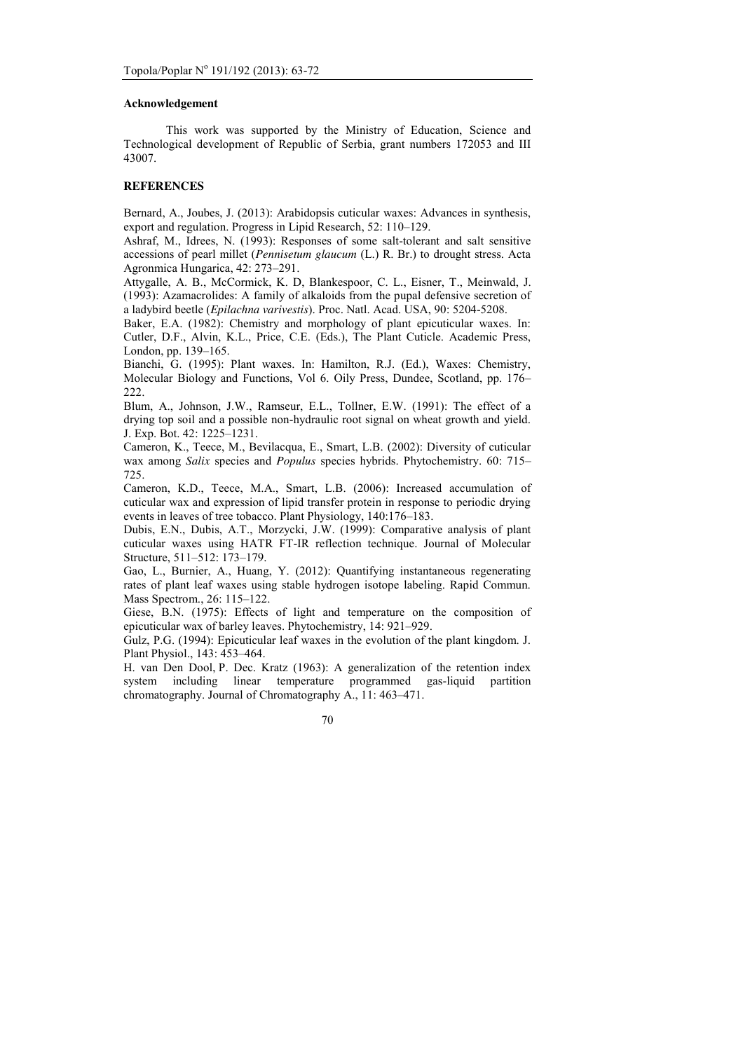### Acknowledgement

This work was supported by the Ministry of Education, Science and Technological development of Republic of Serbia, grant numbers 172053 and III 43007.

### REFERENCES

Bernard, A., Joubes, J. (2013): Arabidopsis cuticular waxes: Advances in synthesis, export and regulation. Progress in Lipid Research, 52: 110–129.

Ashraf, M., Idrees, N. (1993): Responses of some salt-tolerant and salt sensitive accessions of pearl millet (*Pennisetum glaucum* (L.) R. Br.) to drought stress. Acta Agronmica Hungarica, 42: 273–291.

Attygalle, A. B., McCormick, K. D, Blankespoor, C. L., Eisner, T., Meinwald, J. (1993): Azamacrolides: A family of alkaloids from the pupal defensive secretion of a ladybird beetle (*Epilachna varivestis*). Proc. Natl. Acad. USA, 90: 5204-5208.

Baker, E.A. (1982): Chemistry and morphology of plant epicuticular waxes. In: Cutler, D.F., Alvin, K.L., Price, C.E. (Eds.), The Plant Cuticle. Academic Press, London, pp. 139–165.

Bianchi, G. (1995): Plant waxes. In: Hamilton, R.J. (Ed.), Waxes: Chemistry, Molecular Biology and Functions, Vol 6. Oily Press, Dundee, Scotland, pp. 176–222.

Blum, A., Johnson, J.W., Ramseur, E.L., Tollner, E.W. (1991): The effect of a drying top soil and a possible non-hydraulic root signal on wheat growth and yield. J. Exp. Bot. 42: 1225–1231.

Cameron, K., Teece, M., Bevilacqua, E., Smart, L.B. (2002): Diversity of cuticular wax among *Salix* species and *Populus* species hybrids. Phytochemistry. 60: 715–725.

Cameron, K.D., Teece, M.A., Smart, L.B. (2006): Increased accumulation of cuticular wax and expression of lipid transfer protein in response to periodic drying events in leaves of tree tobacco. Plant Physiology, 140:176–183.

Dubis, E.N., Dubis, A.T., Morzycki, J.W. (1999): Comparative analysis of plant cuticular waxes using HATR FT-IR reflection technique. Journal of Molecular Structure, 511–512: 173–179.

Gao, L., Burnier, A., Huang, Y. (2012): Quantifying instantaneous regenerating rates of plant leaf waxes using stable hydrogen isotope labeling. Rapid Commun. Mass Spectrom., 26: 115–122.

Giese, B.N. (1975): Effects of light and temperature on the composition of epicuticular wax of barley leaves. Phytochemistry, 14: 921–929.

Gulz, P.G. (1994): Epicuticular leaf waxes in the evolution of the plant kingdom. J. Plant Physiol., 143: 453–464.

H. van Den Dool, P. Dec. Kratz (1963): A generalization of the retention index system including linear temperature programmed gas-liquid partition chromatography. Journal of Chromatography A., 11: 463–471.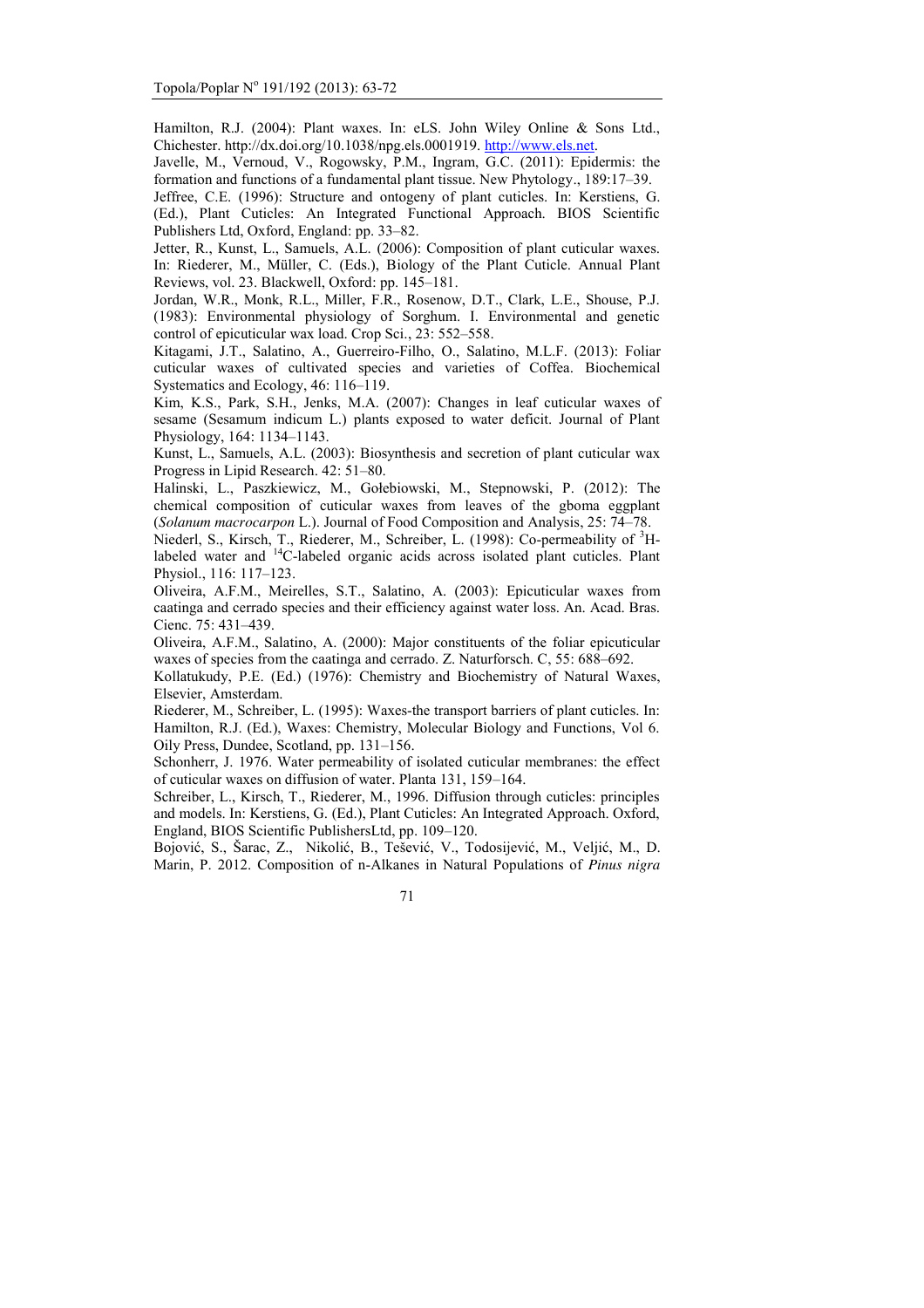Hamilton, R.J. (2004): Plant waxes. In: eLS. John Wiley Online & Sons Ltd., Chichester. http://dx.doi.org/10.1038/npg.els.0001919. http://www.els.net.

Javelle, M., Vernoud, V., Rogowsky, P.M., Ingram, G.C. (2011): Epidermis: the formation and functions of a fundamental plant tissue. New Phytology., 189:17–39.

Jeffree, C.E. (1996): Structure and ontogeny of plant cuticles. In: Kerstiens, G. (Ed.), Plant Cuticles: An Integrated Functional Approach. BIOS Scientific Publishers Ltd, Oxford, England: pp. 33–82.

Jetter, R., Kunst, L., Samuels, A.L. (2006): Composition of plant cuticular waxes. In: Riederer, M., Müller, C. (Eds.), Biology of the Plant Cuticle. Annual Plant Reviews, vol. 23. Blackwell, Oxford: pp. 145–181.

Jordan, W.R., Monk, R.L., Miller, F.R., Rosenow, D.T., Clark, L.E., Shouse, P.J. (1983): Environmental physiology of Sorghum. I. Environmental and genetic control of epicuticular wax load. Crop Sci., 23: 552–558.

Kitagami, J.T., Salatino, A., Guerreiro-Filho, O., Salatino, M.L.F. (2013): Foliar cuticular waxes of cultivated species and varieties of Coffea. Biochemical Systematics and Ecology, 46: 116–119.

Kim, K.S., Park, S.H., Jenks, M.A. (2007): Changes in leaf cuticular waxes of sesame (Sesamum indicum L.) plants exposed to water deficit. Journal of Plant Physiology, 164: 1134–1143.

Kunst, L., Samuels, A.L. (2003): Biosynthesis and secretion of plant cuticular wax Progress in Lipid Research. 42: 51–80.

Halinski, L., Paszkiewicz, M., Gołebiowski, M., Stepnowski, P. (2012): The chemical composition of cuticular waxes from leaves of the gboma eggplant (*Solanum macrocarpon* L.). Journal of Food Composition and Analysis, 25: 74–78.

Niederl, S., Kirsch, T., Riederer, M., Schreiber, L. (1998): Co-permeability of $^{3}$H-labeled water and $^{14}$C-labeled organic acids across isolated plant cuticles. Plant Physiol., 116: 117–123.

Oliveira, A.F.M., Meirelles, S.T., Salatino, A. (2003): Epicuticular waxes from caatinga and cerrado species and their efficiency against water loss. An. Acad. Bras. Cienc. 75: 431–439.

Oliveira, A.F.M., Salatino, A. (2000): Major constituents of the foliar epicuticular waxes of species from the caatinga and cerrado. Z. Naturforsch. C, 55: 688–692.

Kollatukudy, P.E. (Ed.) (1976): Chemistry and Biochemistry of Natural Waxes, Elsevier, Amsterdam.

Riederer, M., Schreiber, L. (1995): Waxes-the transport barriers of plant cuticles. In: Hamilton, R.J. (Ed.), Waxes: Chemistry, Molecular Biology and Functions, Vol 6. Oily Press, Dundee, Scotland, pp. 131–156.

Schonherr, J. 1976. Water permeability of isolated cuticular membranes: the effect of cuticular waxes on diffusion of water. Planta 131, 159–164.

Schreiber, L., Kirsch, T., Riederer, M., 1996. Diffusion through cuticles: principles and models. In: Kerstiens, G. (Ed.), Plant Cuticles: An Integrated Approach. Oxford, England, BIOS Scientific PublishersLtd, pp. 109–120.

Bojović, S., Šarac, Z., Nikolić, B., Tešević, V., Todosijević, M., Veljić, M., D. Marin, P. 2012. Composition of n-Alkanes in Natural Populations of *Pinus nigra*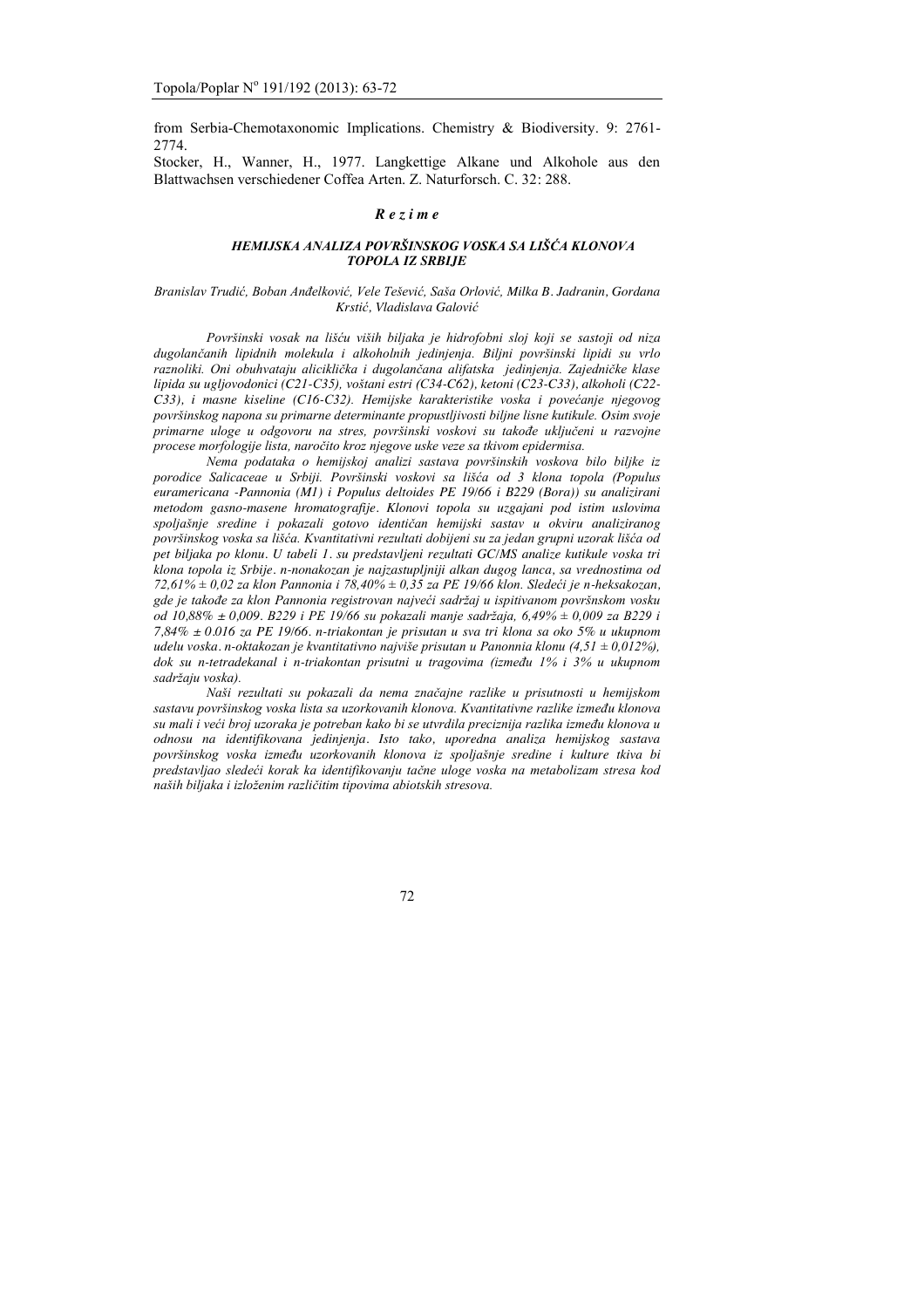from Serbia-Chemotaxonomic Implications. Chemistry & Biodiversity. 9: 2761-2774.

Stocker, H., Wanner, H., 1977. Langkettige Alkane und Alkohole aus den Blattwachsen verschiedener Coffea Arten. Z. Naturforsch. C. 32: 288.

## *R e z i m e*

### *HEMIJSKA ANALIZA POVRŠINSKOG VOSKA SA LIŠĆA KLONOVA TOPOLA IZ SRBIJE*

*Branislav Trudić, Boban Anđelković, Vele Tešević, Saša Orlović, Milka B. Jadranin, Gordana Krstić, Vladislava Galović*

*Površinski vosak na lišću viših biljaka je hidrofobni sloj koji se sastoji od niza dugolančanih lipidnih molekula i alkoholnih jedinjenja. Biljni površinski lipidi su vrlo raznoliki. Oni obuhvataju aliciklička i dugolančana alifatska jedinjenja. Zajedničke klase lipida su ugljovodonici (C21-C35), voštani estri (C34-C62), ketoni (C23-C33), alkoholi (C22-C33), i masne kiseline (C16-C32). Hemijske karakteristike voska i povećanje njegovog površinskog napona su primarne determinante propustljivosti biljne lisne kutikule. Osim svoje primarne uloge u odgovoru na stres, površinski voskovi su takođe uključeni u razvojne procese morfologije lista, naročito kroz njegove uske veze sa tkivom epidermisa.*

*Nema podataka o hemijskoj analizi sastava površinskih voskova bilo biljke iz porodice Salicaceae u Srbiji. Površinski voskovi sa lišća od 3 klona topola (Populus euramericana -Pannonia (M1) i Populus deltoides PE 19/66 i B229 (Bora)) su analizirani metodom gasno-masene hromatografije. Klonovi topola su uzgajani pod istim uslovima spoljašnje sredine i pokazali gotovo identičan hemijski sastav u okviru analiziranog površinskog voska sa lišća. Kvantitativni rezultati dobijeni su za jedan grupni uzorak lišća od pet biljaka po klonu. U tabeli 1. su predstavljeni rezultati GC/MS analize kutikule voska tri klona topola iz Srbije. n-nonakozan je najzastupljniji alkan dugog lanca, sa vrednostima od 72,61% ± 0,02 za klon Pannonia i 78,40% ± 0,35 za PE 19/66 klon. Sledeći je n-heksakozan, gde je takođe za klon Pannonia registrovan najveći sadržaj u ispitivanom površnskom vosku od 10,88% ± 0,009. B229 i PE 19/66 su pokazali manje sadržaja, 6,49% ± 0,009 za B229 i 7,84% ± 0.016 za PE 19/66. n-triakontan je prisutan u sva tri klona sa oko 5% u ukupnom udelu voska. n-oktakozan je kvantitativno najviše prisutan u Panonnia klonu (4,51 ± 0,012%), dok su n-tetradekanal i n-triakontan prisutni u tragovima (između 1% i 3% u ukupnom sadržaju voska).*

*Naši rezultati su pokazali da nema značajne razlike u prisutnosti u hemijskom sastavu površinskog voska lista sa uzorkovanih klonova. Kvantitativne razlike između klonova su mali i veći broj uzoraka je potreban kako bi se utvrdila preciznija razlika između klonova u odnosu na identifikovana jedinjenja. Isto tako, uporedna analiza hemijskog sastava površinskog voska između uzorkovanih klonova iz spoljašnje sredine i kulture tkiva bi predstavljao sledeći korak ka identifikovanju tačne uloge voska na metabolizam stresa kod naših biljaka i izloženim različitim tipovima abiotskih stresova.*